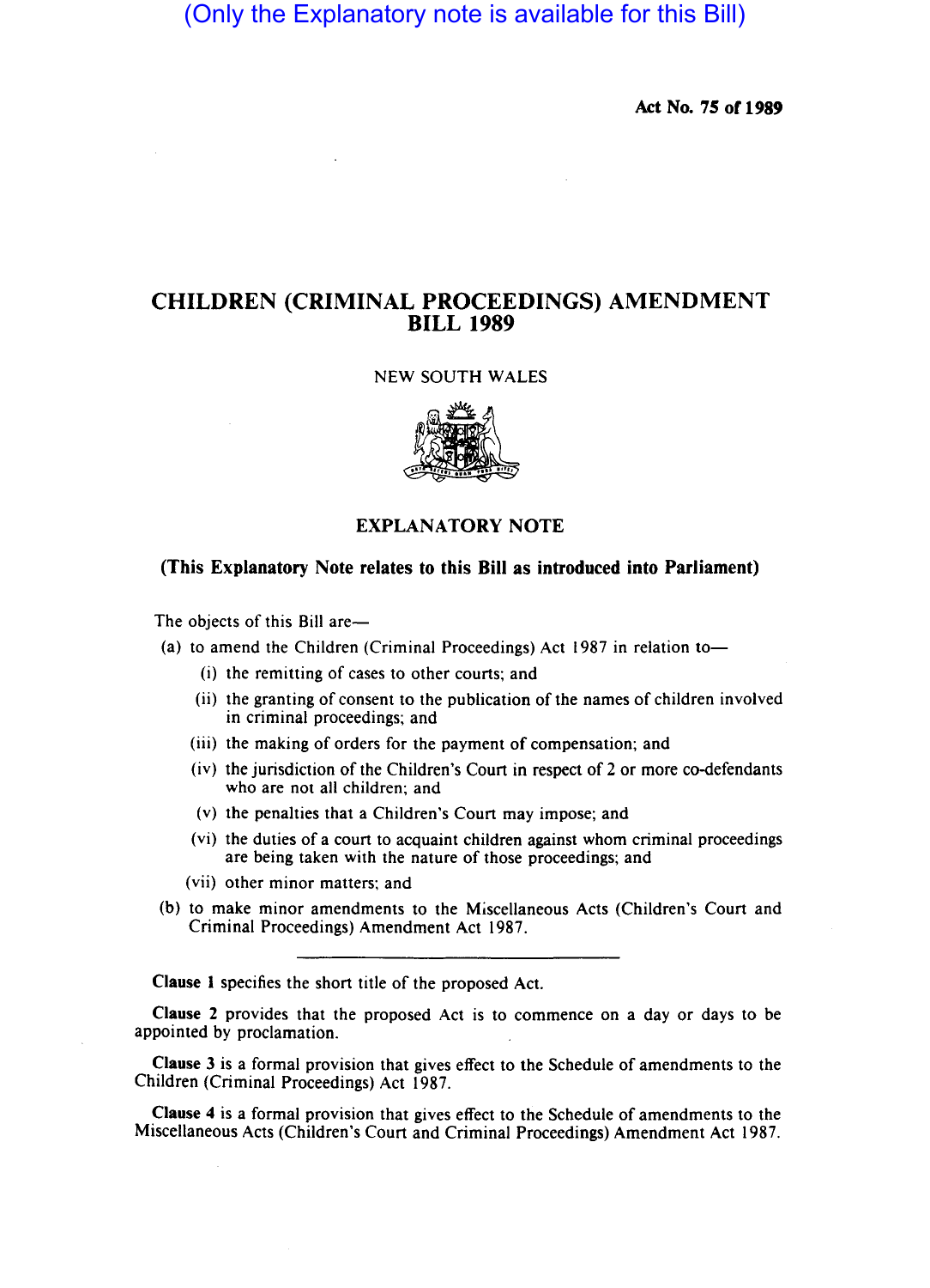(Only the Explanatory note is available for this Bill)

**Act No. 75 of 1989**

# CHILDREN (CRIMINAL PROCEEDINGS) AMENDMENT BILL 1989

NEW SOUTH WALES

## EXPLANATORY NOTE

**(This Explanatory Note relates to this Bill as introduced into Parliament)**

The objects of this Bill are—

(a) to amend the Children (Criminal Proceedings) Act 1987 in relation to—

  (i) the remitting of cases to other courts; and

  (ii) the granting of consent to the publication of the names of children involved in criminal proceedings; and

  (iii) the making of orders for the payment of compensation; and

  (iv) the jurisdiction of the Children's Court in respect of 2 or more co-defendants who are not all children; and

  (v) the penalties that a Children's Court may impose; and

  (vi) the duties of a court to acquaint children against whom criminal proceedings are being taken with the nature of those proceedings; and

  (vii) other minor matters; and

(b) to make minor amendments to the Miscellaneous Acts (Children's Court and Criminal Proceedings) Amendment Act 1987.

---

**Clause 1** specifies the short title of the proposed Act.

**Clause 2** provides that the proposed Act is to commence on a day or days to be appointed by proclamation.

**Clause 3** is a formal provision that gives effect to the Schedule of amendments to the Children (Criminal Proceedings) Act 1987.

**Clause 4** is a formal provision that gives effect to the Schedule of amendments to the Miscellaneous Acts (Children's Court and Criminal Proceedings) Amendment Act 1987.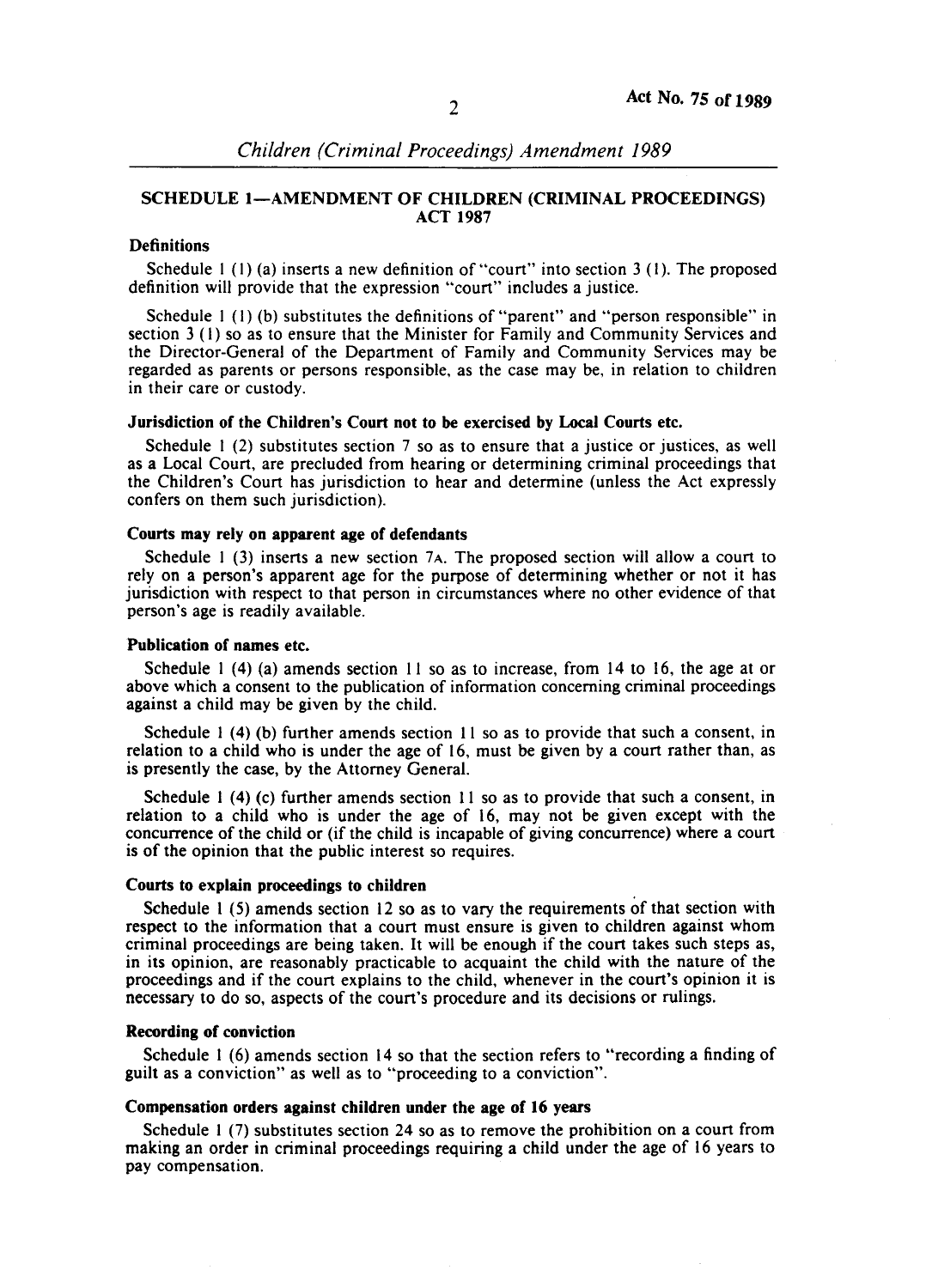## SCHEDULE 1—AMENDMENT OF CHILDREN (CRIMINAL PROCEEDINGS) ACT 1987

### Definitions

Schedule 1 (1) (a) inserts a new definition of "court" into section 3 (1). The proposed definition will provide that the expression "court" includes a justice.

Schedule 1 (1) (b) substitutes the definitions of "parent" and "person responsible" in section 3 (1) so as to ensure that the Minister for Family and Community Services and the Director-General of the Department of Family and Community Services may be regarded as parents or persons responsible, as the case may be, in relation to children in their care or custody.

### Jurisdiction of the Children's Court not to be exercised by Local Courts etc.

Schedule 1 (2) substitutes section 7 so as to ensure that a justice or justices, as well as a Local Court, are precluded from hearing or determining criminal proceedings that the Children's Court has jurisdiction to hear and determine (unless the Act expressly confers on them such jurisdiction).

### Courts may rely on apparent age of defendants

Schedule 1 (3) inserts a new section 7A. The proposed section will allow a court to rely on a person's apparent age for the purpose of determining whether or not it has jurisdiction with respect to that person in circumstances where no other evidence of that person's age is readily available.

### Publication of names etc.

Schedule 1 (4) (a) amends section 11 so as to increase, from 14 to 16, the age at or above which a consent to the publication of information concerning criminal proceedings against a child may be given by the child.

Schedule 1 (4) (b) further amends section 11 so as to provide that such a consent, in relation to a child who is under the age of 16, must be given by a court rather than, as is presently the case, by the Attorney General.

Schedule 1 (4) (c) further amends section 11 so as to provide that such a consent, in relation to a child who is under the age of 16, may not be given except with the concurrence of the child or (if the child is incapable of giving concurrence) where a court is of the opinion that the public interest so requires.

### Courts to explain proceedings to children

Schedule 1 (5) amends section 12 so as to vary the requirements of that section with respect to the information that a court must ensure is given to children against whom criminal proceedings are being taken. It will be enough if the court takes such steps as, in its opinion, are reasonably practicable to acquaint the child with the nature of the proceedings and if the court explains to the child, whenever in the court's opinion it is necessary to do so, aspects of the court's procedure and its decisions or rulings.

### Recording of conviction

Schedule 1 (6) amends section 14 so that the section refers to "recording a finding of guilt as a conviction" as well as to "proceeding to a conviction".

### Compensation orders against children under the age of 16 years

Schedule 1 (7) substitutes section 24 so as to remove the prohibition on a court from making an order in criminal proceedings requiring a child under the age of 16 years to pay compensation.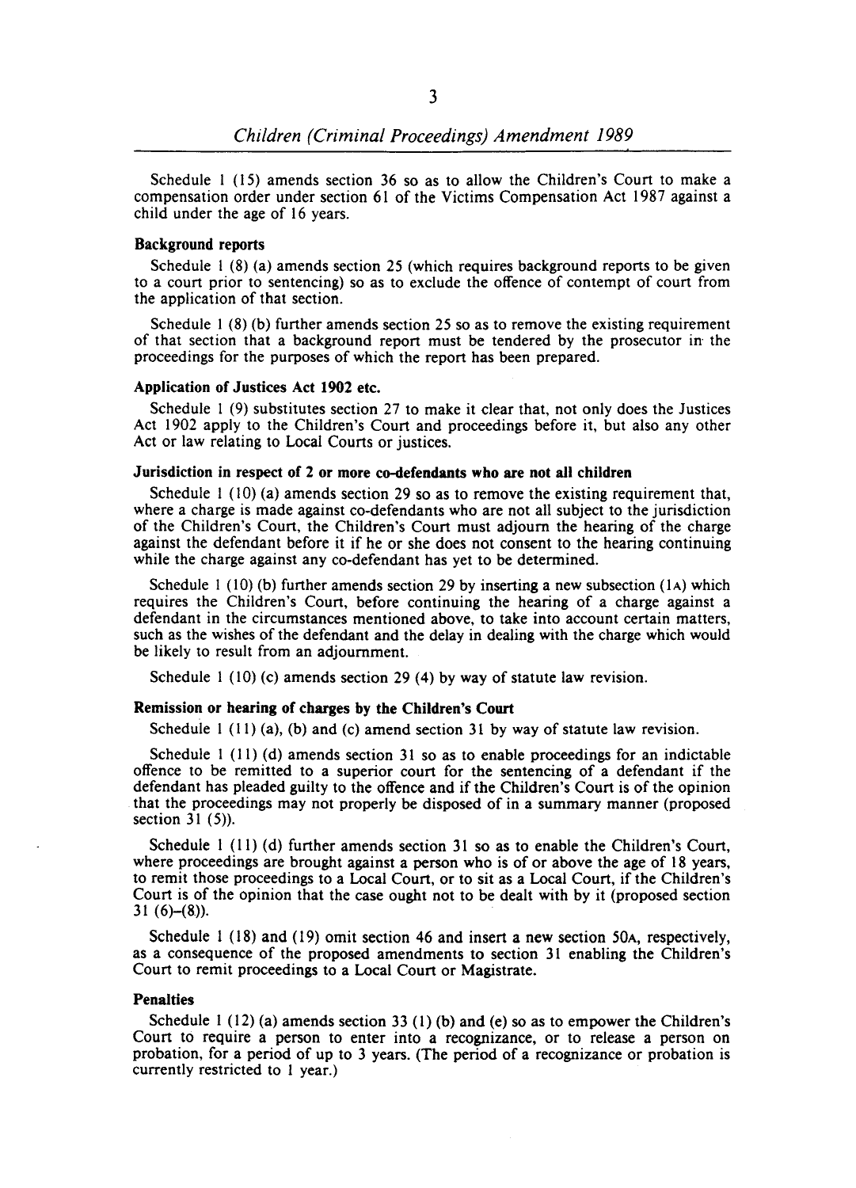Schedule 1 (15) amends section 36 so as to allow the Children's Court to make a compensation order under section 61 of the Victims Compensation Act 1987 against a child under the age of 16 years.

#### Background reports

Schedule 1 (8) (a) amends section 25 (which requires background reports to be given to a court prior to sentencing) so as to exclude the offence of contempt of court from the application of that section.

Schedule 1 (8) (b) further amends section 25 so as to remove the existing requirement of that section that a background report must be tendered by the prosecutor in the proceedings for the purposes of which the report has been prepared.

#### Application of Justices Act 1902 etc.

Schedule 1 (9) substitutes section 27 to make it clear that, not only does the Justices Act 1902 apply to the Children's Court and proceedings before it, but also any other Act or law relating to Local Courts or justices.

#### Jurisdiction in respect of 2 or more co-defendants who are not all children

Schedule 1 (10) (a) amends section 29 so as to remove the existing requirement that, where a charge is made against co-defendants who are not all subject to the jurisdiction of the Children's Court, the Children's Court must adjourn the hearing of the charge against the defendant before it if he or she does not consent to the hearing continuing while the charge against any co-defendant has yet to be determined.

Schedule 1 (10) (b) further amends section 29 by inserting a new subsection (1A) which requires the Children's Court, before continuing the hearing of a charge against a defendant in the circumstances mentioned above, to take into account certain matters, such as the wishes of the defendant and the delay in dealing with the charge which would be likely to result from an adjournment.

Schedule 1 (10) (c) amends section 29 (4) by way of statute law revision.

#### Remission or hearing of charges by the Children's Court

Schedule 1 (11) (a), (b) and (c) amend section 31 by way of statute law revision.

Schedule 1 (11) (d) amends section 31 so as to enable proceedings for an indictable offence to be remitted to a superior court for the sentencing of a defendant if the defendant has pleaded guilty to the offence and if the Children's Court is of the opinion that the proceedings may not properly be disposed of in a summary manner (proposed section 31 (5)).

Schedule 1 (11) (d) further amends section 31 so as to enable the Children's Court, where proceedings are brought against a person who is of or above the age of 18 years, to remit those proceedings to a Local Court, or to sit as a Local Court, if the Children's Court is of the opinion that the case ought not to be dealt with by it (proposed section 31 (6)–(8)).

Schedule 1 (18) and (19) omit section 46 and insert a new section 50A, respectively, as a consequence of the proposed amendments to section 31 enabling the Children's Court to remit proceedings to a Local Court or Magistrate.

#### Penalties

Schedule 1 (12) (a) amends section 33 (1) (b) and (e) so as to empower the Children's Court to require a person to enter into a recognizance, or to release a person on probation, for a period of up to 3 years. (The period of a recognizance or probation is currently restricted to 1 year.)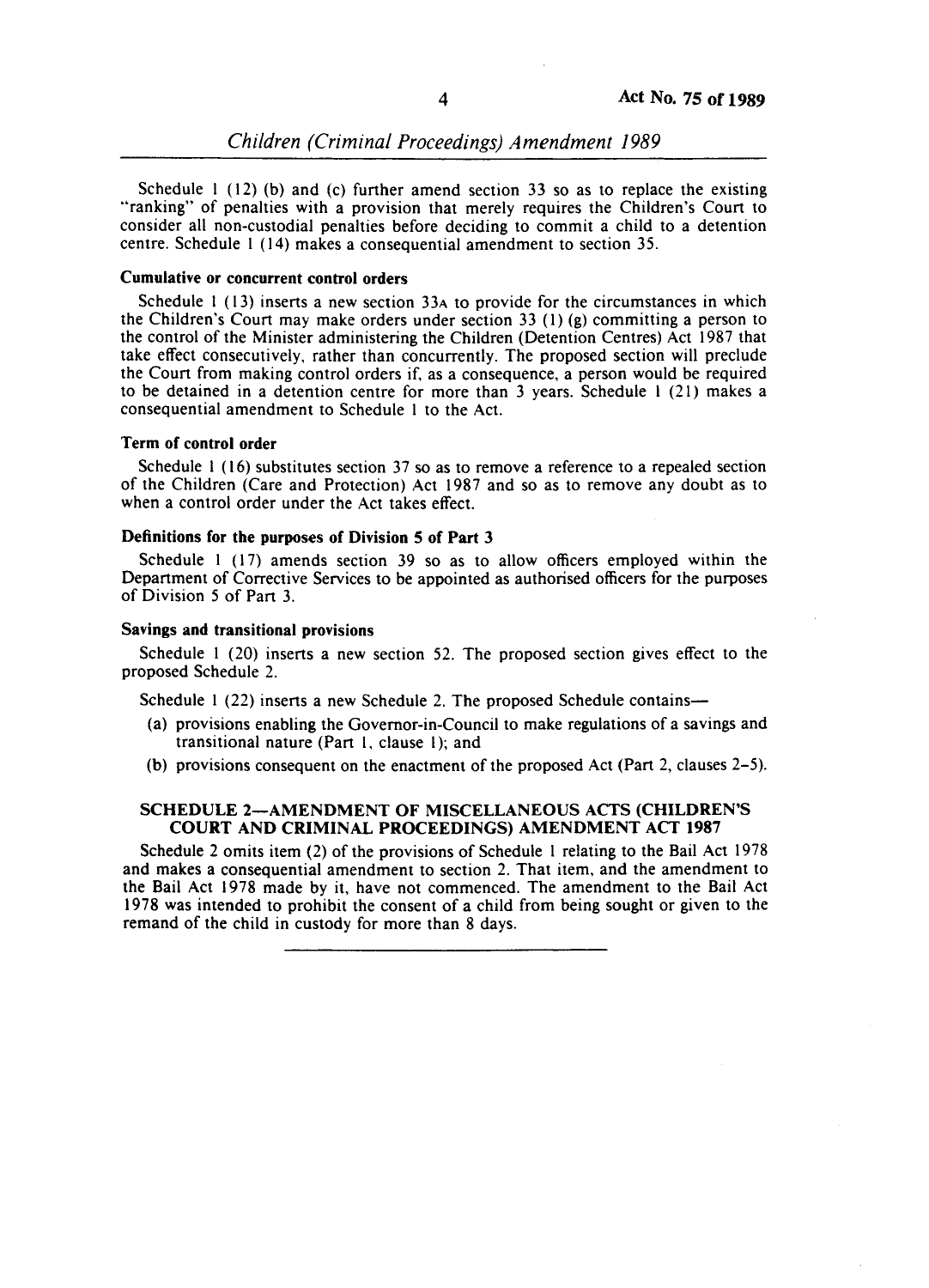Schedule 1 (12) (b) and (c) further amend section 33 so as to replace the existing "ranking" of penalties with a provision that merely requires the Children's Court to consider all non-custodial penalties before deciding to commit a child to a detention centre. Schedule 1 (14) makes a consequential amendment to section 35.

**Cumulative or concurrent control orders**

Schedule 1 (13) inserts a new section 33A to provide for the circumstances in which the Children's Court may make orders under section 33 (1) (g) committing a person to the control of the Minister administering the Children (Detention Centres) Act 1987 that take effect consecutively, rather than concurrently. The proposed section will preclude the Court from making control orders if, as a consequence, a person would be required to be detained in a detention centre for more than 3 years. Schedule 1 (21) makes a consequential amendment to Schedule 1 to the Act.

**Term of control order**

Schedule 1 (16) substitutes section 37 so as to remove a reference to a repealed section of the Children (Care and Protection) Act 1987 and so as to remove any doubt as to when a control order under the Act takes effect.

**Definitions for the purposes of Division 5 of Part 3**

Schedule 1 (17) amends section 39 so as to allow officers employed within the Department of Corrective Services to be appointed as authorised officers for the purposes of Division 5 of Part 3.

**Savings and transitional provisions**

Schedule 1 (20) inserts a new section 52. The proposed section gives effect to the proposed Schedule 2.

Schedule 1 (22) inserts a new Schedule 2. The proposed Schedule contains—

- (a) provisions enabling the Governor-in-Council to make regulations of a savings and transitional nature (Part 1, clause 1); and
- (b) provisions consequent on the enactment of the proposed Act (Part 2, clauses 2–5).

**SCHEDULE 2—AMENDMENT OF MISCELLANEOUS ACTS (CHILDREN'S COURT AND CRIMINAL PROCEEDINGS) AMENDMENT ACT 1987**

Schedule 2 omits item (2) of the provisions of Schedule 1 relating to the Bail Act 1978 and makes a consequential amendment to section 2. That item, and the amendment to the Bail Act 1978 made by it, have not commenced. The amendment to the Bail Act 1978 was intended to prohibit the consent of a child from being sought or given to the remand of the child in custody for more than 8 days.